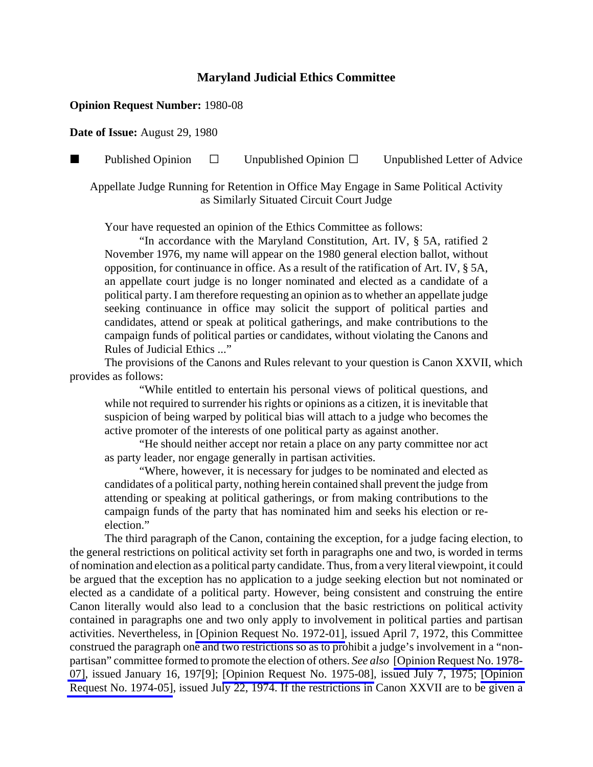# Maryland Judicial Ethics Committee

**Opinion Request Number:** 1980-08

**Date of Issue:** August 29, 1980

■ Published Opinion ☐ Unpublished Opinion ☐ Unpublished Letter of Advice

Appellate Judge Running for Retention in Office May Engage in Same Political Activity as Similarly Situated Circuit Court Judge

Your have requested an opinion of the Ethics Committee as follows:

> "In accordance with the Maryland Constitution, Art. IV, § 5A, ratified 2 November 1976, my name will appear on the 1980 general election ballot, without opposition, for continuance in office. As a result of the ratification of Art. IV, § 5A, an appellate court judge is no longer nominated and elected as a candidate of a political party. I am therefore requesting an opinion as to whether an appellate judge seeking continuance in office may solicit the support of political parties and candidates, attend or speak at political gatherings, and make contributions to the campaign funds of political parties or candidates, without violating the Canons and Rules of Judicial Ethics ..."

The provisions of the Canons and Rules relevant to your question is Canon XXVII, which provides as follows:

> "While entitled to entertain his personal views of political questions, and while not required to surrender his rights or opinions as a citizen, it is inevitable that suspicion of being warped by political bias will attach to a judge who becomes the active promoter of the interests of one political party as against another.
>
> "He should neither accept nor retain a place on any party committee nor act as party leader, nor engage generally in partisan activities.
>
> "Where, however, it is necessary for judges to be nominated and elected as candidates of a political party, nothing herein contained shall prevent the judge from attending or speaking at political gatherings, or from making contributions to the campaign funds of the party that has nominated him and seeks his election or re-election."

The third paragraph of the Canon, containing the exception, for a judge facing election, to the general restrictions on political activity set forth in paragraphs one and two, is worded in terms of nomination and election as a political party candidate. Thus, from a very literal viewpoint, it could be argued that the exception has no application to a judge seeking election but not nominated or elected as a candidate of a political party. However, being consistent and construing the entire Canon literally would also lead to a conclusion that the basic restrictions on political activity contained in paragraphs one and two only apply to involvement in political parties and partisan activities. Nevertheless, in [Opinion Request No. 1972-01], issued April 7, 1972, this Committee construed the paragraph one and two restrictions so as to prohibit a judge's involvement in a "non-partisan" committee formed to promote the election of others. *See also* [Opinion Request No. 1978-07], issued January 16, 197[9]; [Opinion Request No. 1975-08], issued July 7, 1975; [Opinion Request No. 1974-05], issued July 22, 1974. If the restrictions in Canon XXVII are to be given a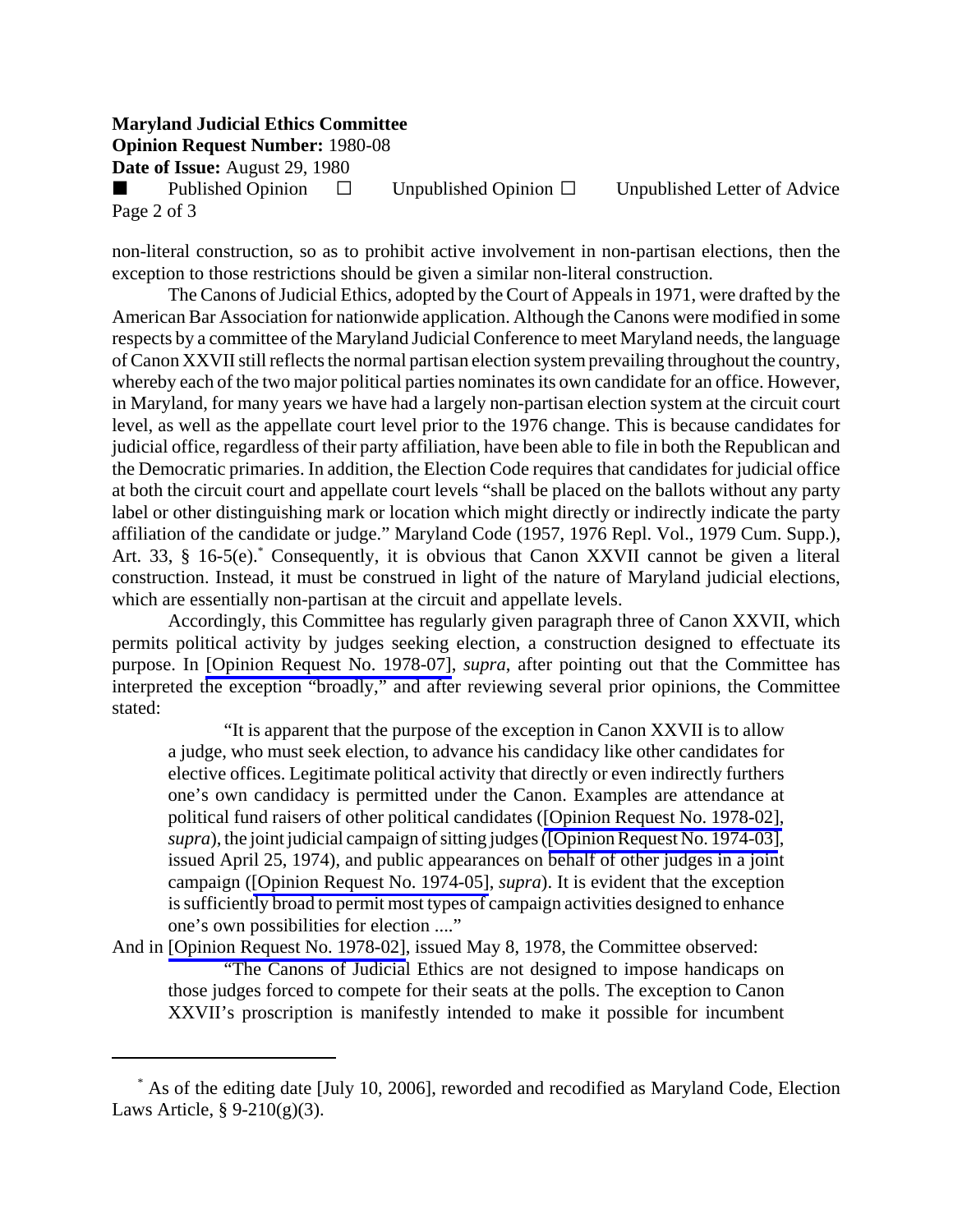non-literal construction, so as to prohibit active involvement in non-partisan elections, then the exception to those restrictions should be given a similar non-literal construction.

The Canons of Judicial Ethics, adopted by the Court of Appeals in 1971, were drafted by the American Bar Association for nationwide application. Although the Canons were modified in some respects by a committee of the Maryland Judicial Conference to meet Maryland needs, the language of Canon XXVII still reflects the normal partisan election system prevailing throughout the country, whereby each of the two major political parties nominates its own candidate for an office. However, in Maryland, for many years we have had a largely non-partisan election system at the circuit court level, as well as the appellate court level prior to the 1976 change. This is because candidates for judicial office, regardless of their party affiliation, have been able to file in both the Republican and the Democratic primaries. In addition, the Election Code requires that candidates for judicial office at both the circuit court and appellate court levels "shall be placed on the ballots without any party label or other distinguishing mark or location which might directly or indirectly indicate the party affiliation of the candidate or judge." Maryland Code (1957, 1976 Repl. Vol., 1979 Cum. Supp.), Art. 33, § 16-5(e).* Consequently, it is obvious that Canon XXVII cannot be given a literal construction. Instead, it must be construed in light of the nature of Maryland judicial elections, which are essentially non-partisan at the circuit and appellate levels.

Accordingly, this Committee has regularly given paragraph three of Canon XXVII, which permits political activity by judges seeking election, a construction designed to effectuate its purpose. In [Opinion Request No. 1978-07], *supra*, after pointing out that the Committee has interpreted the exception "broadly," and after reviewing several prior opinions, the Committee stated:

> "It is apparent that the purpose of the exception in Canon XXVII is to allow a judge, who must seek election, to advance his candidacy like other candidates for elective offices. Legitimate political activity that directly or even indirectly furthers one's own candidacy is permitted under the Canon. Examples are attendance at political fund raisers of other political candidates ([Opinion Request No. 1978-02], *supra*), the joint judicial campaign of sitting judges ([Opinion Request No. 1974-03], issued April 25, 1974), and public appearances on behalf of other judges in a joint campaign ([Opinion Request No. 1974-05], *supra*). It is evident that the exception is sufficiently broad to permit most types of campaign activities designed to enhance one's own possibilities for election ...."

And in [Opinion Request No. 1978-02], issued May 8, 1978, the Committee observed:

> "The Canons of Judicial Ethics are not designed to impose handicaps on those judges forced to compete for their seats at the polls. The exception to Canon XXVII's proscription is manifestly intended to make it possible for incumbent

---

* As of the editing date [July 10, 2006], reworded and recodified as Maryland Code, Election Laws Article, § 9-210(g)(3).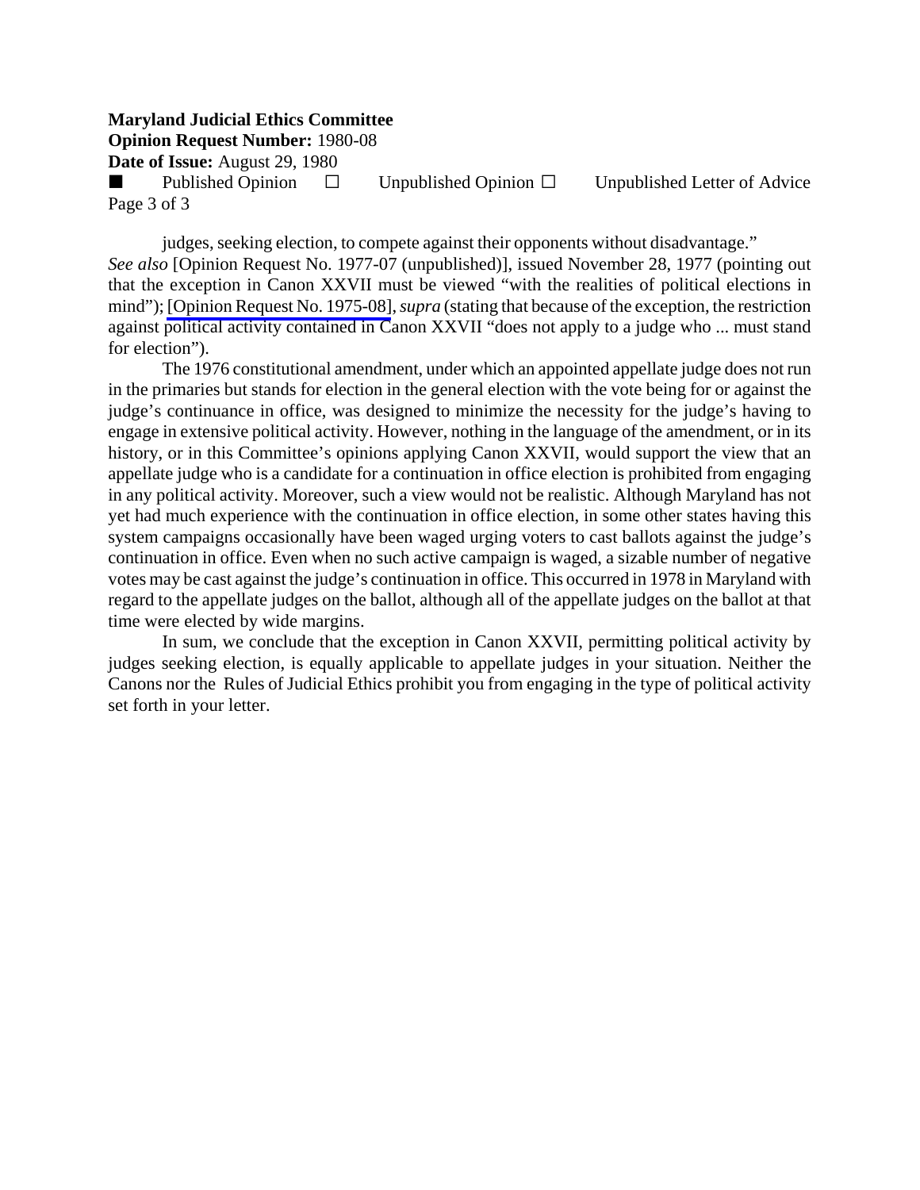judges, seeking election, to compete against their opponents without disadvantage." *See also* [Opinion Request No. 1977-07 (unpublished)], issued November 28, 1977 (pointing out that the exception in Canon XXVII must be viewed "with the realities of political elections in mind"); [Opinion Request No. 1975-08], *supra* (stating that because of the exception, the restriction against political activity contained in Canon XXVII "does not apply to a judge who ... must stand for election").

The 1976 constitutional amendment, under which an appointed appellate judge does not run in the primaries but stands for election in the general election with the vote being for or against the judge's continuance in office, was designed to minimize the necessity for the judge's having to engage in extensive political activity. However, nothing in the language of the amendment, or in its history, or in this Committee's opinions applying Canon XXVII, would support the view that an appellate judge who is a candidate for a continuation in office election is prohibited from engaging in any political activity. Moreover, such a view would not be realistic. Although Maryland has not yet had much experience with the continuation in office election, in some other states having this system campaigns occasionally have been waged urging voters to cast ballots against the judge's continuation in office. Even when no such active campaign is waged, a sizable number of negative votes may be cast against the judge's continuation in office. This occurred in 1978 in Maryland with regard to the appellate judges on the ballot, although all of the appellate judges on the ballot at that time were elected by wide margins.

In sum, we conclude that the exception in Canon XXVII, permitting political activity by judges seeking election, is equally applicable to appellate judges in your situation. Neither the Canons nor the Rules of Judicial Ethics prohibit you from engaging in the type of political activity set forth in your letter.